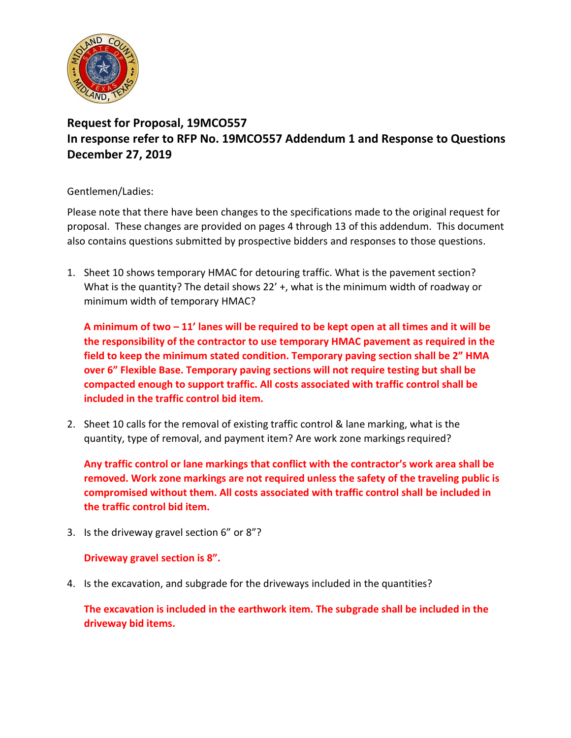## Request for Proposal, 19MCO557
## In response refer to RFP No. 19MCO557 Addendum 1 and Response to Questions
## December 27, 2019

Gentlemen/Ladies:

Please note that there have been changes to the specifications made to the original request for proposal. These changes are provided on pages 4 through 13 of this addendum. This document also contains questions submitted by prospective bidders and responses to those questions.

1. Sheet 10 shows temporary HMAC for detouring traffic. What is the pavement section? What is the quantity? The detail shows 22' +, what is the minimum width of roadway or minimum width of temporary HMAC?

   **A minimum of two – 11' lanes will be required to be kept open at all times and it will be the responsibility of the contractor to use temporary HMAC pavement as required in the field to keep the minimum stated condition. Temporary paving section shall be 2" HMA over 6" Flexible Base. Temporary paving sections will not require testing but shall be compacted enough to support traffic. All costs associated with traffic control shall be included in the traffic control bid item.**

2. Sheet 10 calls for the removal of existing traffic control & lane marking, what is the quantity, type of removal, and payment item? Are work zone markings required?

   **Any traffic control or lane markings that conflict with the contractor's work area shall be removed. Work zone markings are not required unless the safety of the traveling public is compromised without them. All costs associated with traffic control shall be included in the traffic control bid item.**

3. Is the driveway gravel section 6" or 8"?

   **Driveway gravel section is 8".**

4. Is the excavation, and subgrade for the driveways included in the quantities?

   **The excavation is included in the earthwork item. The subgrade shall be included in the driveway bid items.**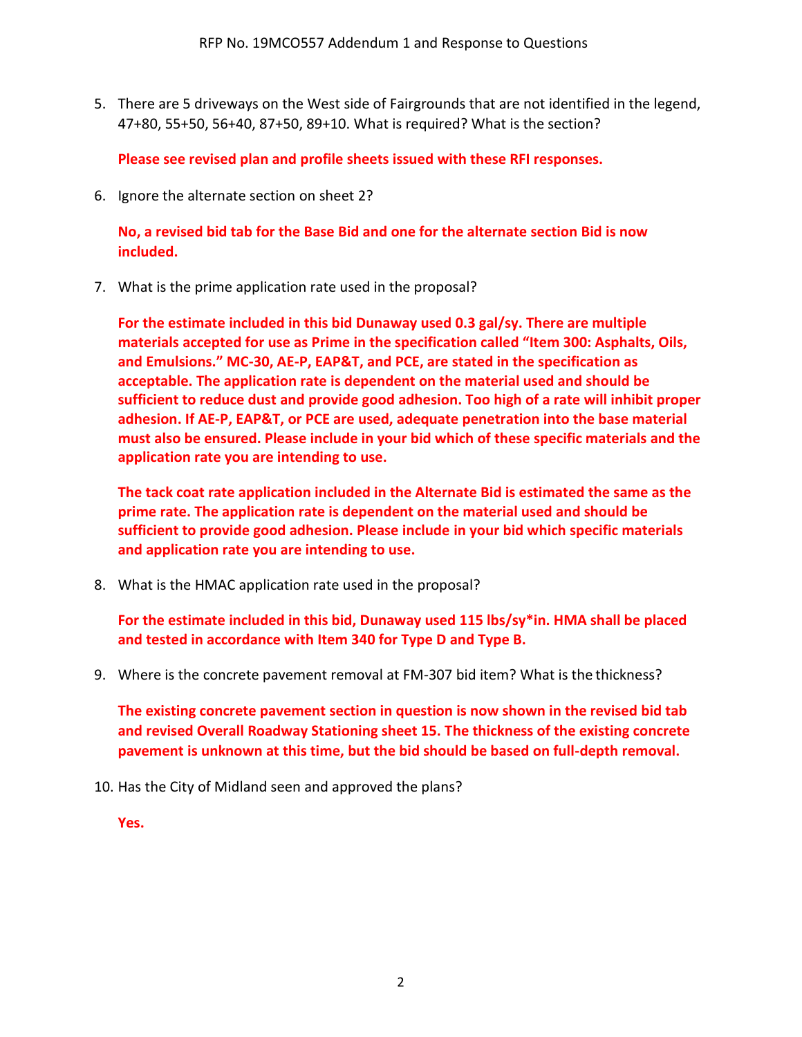5. There are 5 driveways on the West side of Fairgrounds that are not identified in the legend, 47+80, 55+50, 56+40, 87+50, 89+10. What is required? What is the section?

   **Please see revised plan and profile sheets issued with these RFI responses.**

6. Ignore the alternate section on sheet 2?

   **No, a revised bid tab for the Base Bid and one for the alternate section Bid is now included.**

7. What is the prime application rate used in the proposal?

   **For the estimate included in this bid Dunaway used 0.3 gal/sy. There are multiple materials accepted for use as Prime in the specification called "Item 300: Asphalts, Oils, and Emulsions." MC-30, AE-P, EAP&T, and PCE, are stated in the specification as acceptable. The application rate is dependent on the material used and should be sufficient to reduce dust and provide good adhesion. Too high of a rate will inhibit proper adhesion. If AE-P, EAP&T, or PCE are used, adequate penetration into the base material must also be ensured. Please include in your bid which of these specific materials and the application rate you are intending to use.**

   **The tack coat rate application included in the Alternate Bid is estimated the same as the prime rate. The application rate is dependent on the material used and should be sufficient to provide good adhesion. Please include in your bid which specific materials and application rate you are intending to use.**

8. What is the HMAC application rate used in the proposal?

   **For the estimate included in this bid, Dunaway used 115 lbs/sy*in. HMA shall be placed and tested in accordance with Item 340 for Type D and Type B.**

9. Where is the concrete pavement removal at FM-307 bid item? What is the thickness?

   **The existing concrete pavement section in question is now shown in the revised bid tab and revised Overall Roadway Stationing sheet 15. The thickness of the existing concrete pavement is unknown at this time, but the bid should be based on full-depth removal.**

10. Has the City of Midland seen and approved the plans?

    **Yes.**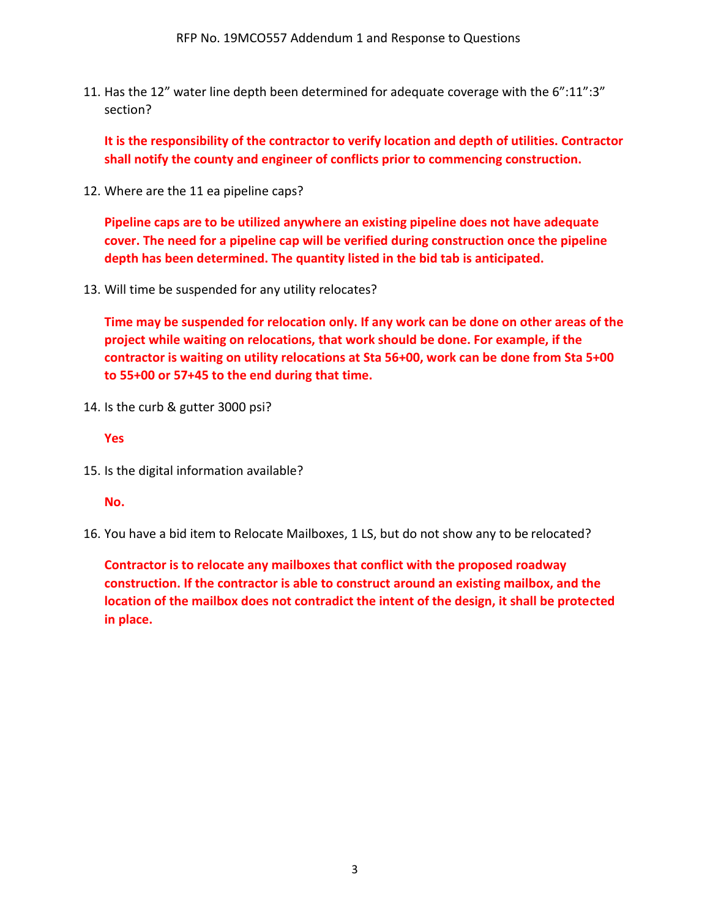11. Has the 12" water line depth been determined for adequate coverage with the 6":11":3" section?

    **It is the responsibility of the contractor to verify location and depth of utilities. Contractor shall notify the county and engineer of conflicts prior to commencing construction.**

12. Where are the 11 ea pipeline caps?

    **Pipeline caps are to be utilized anywhere an existing pipeline does not have adequate cover. The need for a pipeline cap will be verified during construction once the pipeline depth has been determined. The quantity listed in the bid tab is anticipated.**

13. Will time be suspended for any utility relocates?

    **Time may be suspended for relocation only. If any work can be done on other areas of the project while waiting on relocations, that work should be done. For example, if the contractor is waiting on utility relocations at Sta 56+00, work can be done from Sta 5+00 to 55+00 or 57+45 to the end during that time.**

14. Is the curb & gutter 3000 psi?

    **Yes**

15. Is the digital information available?

    **No.**

16. You have a bid item to Relocate Mailboxes, 1 LS, but do not show any to be relocated?

    **Contractor is to relocate any mailboxes that conflict with the proposed roadway construction. If the contractor is able to construct around an existing mailbox, and the location of the mailbox does not contradict the intent of the design, it shall be protected in place.**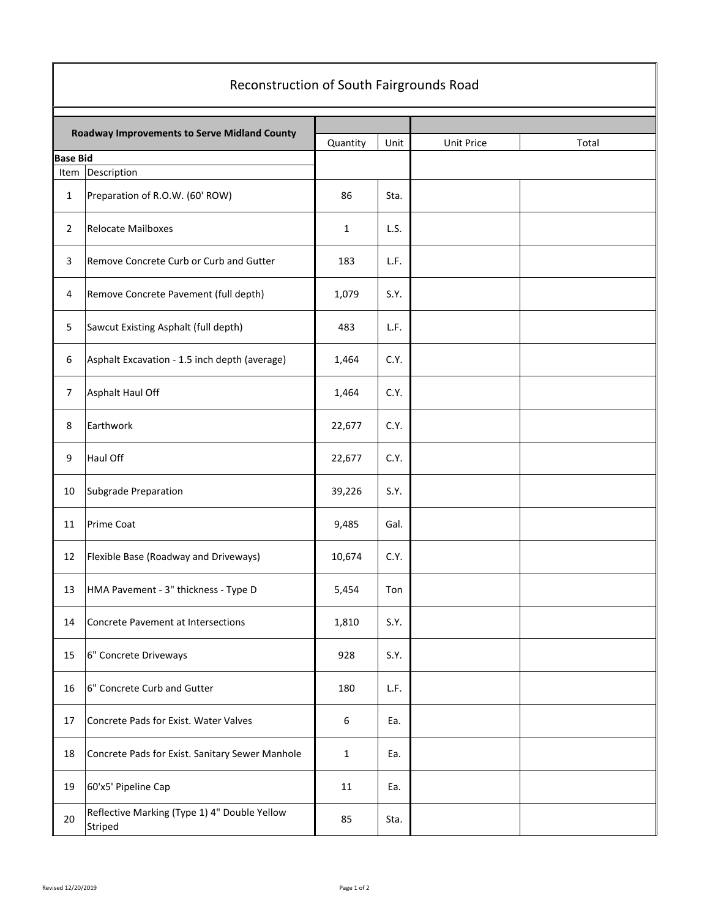# Reconstruction of South Fairgrounds Road

| Roadway Improvements to Serve Midland County | | Quantity | Unit | Unit Price | Total |
|---|---|---|---|---|---|
| **Base Bid** | | | | | |
| Item | Description | | | | |
| 1 | Preparation of R.O.W. (60' ROW) | 86 | Sta. | | |
| 2 | Relocate Mailboxes | 1 | L.S. | | |
| 3 | Remove Concrete Curb or Curb and Gutter | 183 | L.F. | | |
| 4 | Remove Concrete Pavement (full depth) | 1,079 | S.Y. | | |
| 5 | Sawcut Existing Asphalt (full depth) | 483 | L.F. | | |
| 6 | Asphalt Excavation - 1.5 inch depth (average) | 1,464 | C.Y. | | |
| 7 | Asphalt Haul Off | 1,464 | C.Y. | | |
| 8 | Earthwork | 22,677 | C.Y. | | |
| 9 | Haul Off | 22,677 | C.Y. | | |
| 10 | Subgrade Preparation | 39,226 | S.Y. | | |
| 11 | Prime Coat | 9,485 | Gal. | | |
| 12 | Flexible Base (Roadway and Driveways) | 10,674 | C.Y. | | |
| 13 | HMA Pavement - 3" thickness - Type D | 5,454 | Ton | | |
| 14 | Concrete Pavement at Intersections | 1,810 | S.Y. | | |
| 15 | 6" Concrete Driveways | 928 | S.Y. | | |
| 16 | 6" Concrete Curb and Gutter | 180 | L.F. | | |
| 17 | Concrete Pads for Exist. Water Valves | 6 | Ea. | | |
| 18 | Concrete Pads for Exist. Sanitary Sewer Manhole | 1 | Ea. | | |
| 19 | 60'x5' Pipeline Cap | 11 | Ea. | | |
| 20 | Reflective Marking (Type 1) 4" Double Yellow Striped | 85 | Sta. | | |

Revised 12/20/2019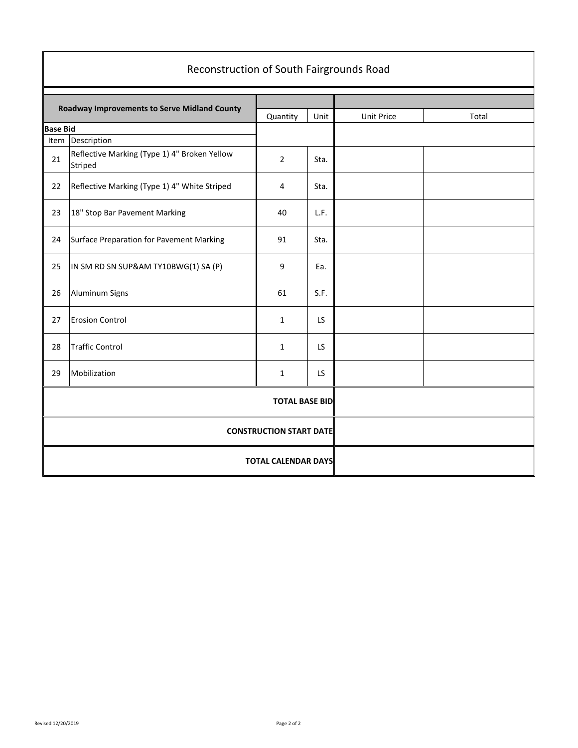# Reconstruction of South Fairgrounds Road

| Roadway Improvements to Serve Midland County | | Quantity | Unit | Unit Price | Total |
|---|---|---|---|---|---|
| **Base Bid** | | | | | |
| Item | Description | | | | |
| 21 | Reflective Marking (Type 1) 4" Broken Yellow Striped | 2 | Sta. | | |
| 22 | Reflective Marking (Type 1) 4" White Striped | 4 | Sta. | | |
| 23 | 18" Stop Bar Pavement Marking | 40 | L.F. | | |
| 24 | Surface Preparation for Pavement Marking | 91 | Sta. | | |
| 25 | IN SM RD SN SUP&AM TY10BWG(1) SA (P) | 9 | Ea. | | |
| 26 | Aluminum Signs | 61 | S.F. | | |
| 27 | Erosion Control | 1 | LS | | |
| 28 | Traffic Control | 1 | LS | | |
| 29 | Mobilization | 1 | LS | | |
| **TOTAL BASE BID** | | | | | |
| **CONSTRUCTION START DATE** | | | | | |
| **TOTAL CALENDAR DAYS** | | | | | |

Revised 12/20/2019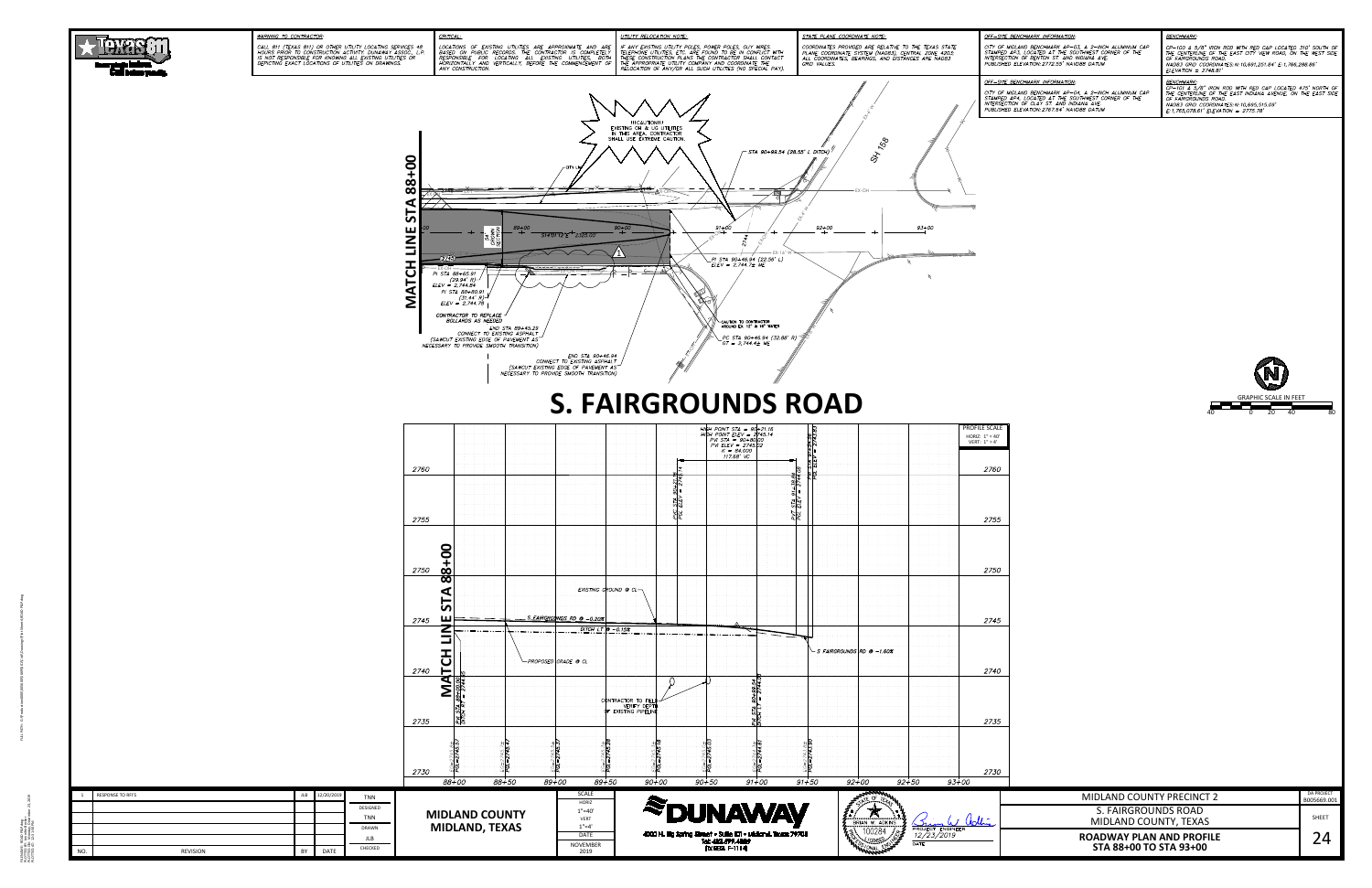Texas811 — Know what's below. Call before you dig.

**WARNING TO CONTRACTOR:**

CALL 811 (TEXAS 811) OR OTHER UTILITY LOCATING SERVICES 48 HOURS PRIOR TO CONSTRUCTION ACTIVITY. DUNAWAY ASSOC., L.P. IS NOT RESPONSIBLE FOR KNOWING ALL EXISTING UTILITIES OR DEPICTING EXACT LOCATIONS OF UTILITIES ON DRAWINGS.

**CRITICAL:**

LOCATIONS OF EXISTING UTILITIES ARE APPROXIMATE AND ARE BASED ON PUBLIC RECORDS. THE CONTRACTOR IS COMPLETELY RESPONSIBLE FOR LOCATING ALL EXISTING UTILITIES, BOTH HORIZONTALLY AND VERTICALLY, BEFORE THE COMMENCEMENT OF ANY CONSTRUCTION.

**UTILITY RELOCATION NOTE:**

IF ANY EXISTING UTILITY POLES, POWER POLES, GUY WIRES, TELEPHONE UTILITIES, ETC. ARE FOUND TO BE IN CONFLICT WITH THESE CONSTRUCTION PLANS THE CONTRACTOR SHALL CONTACT THE APPROPRIATE UTILITY COMPANY AND COORDINATE THE RELOCATION OF ANY/OR ALL SUCH UTILITIES (NO SPECIAL PAY).

**STATE PLANE COORDINATE NOTE:**

COORDINATES PROVIDED ARE RELATIVE TO THE TEXAS STATE PLANE COORDINATE SYSTEM (NAD83), CENTRAL ZONE 4203. ALL COORDINATES, BEARINGS, AND DISTANCES ARE NAD83 GRID VALUES.

**OFF-SITE BENCHMARK INFORMATION:**

CITY OF MIDLAND BENCHMARK AP-03, A 3-INCH ALUMINUM CAP STAMPED AP3, LOCATED AT THE SOUTHWEST CORNER OF THE INTERSECTION OF BENTON ST. AND INDIANA AVE. PUBLISHED ELEVATION:2772.55' NAVD88 DATUM

**OFF-SITE BENCHMARK INFORMATION:**

CITY OF MIDLAND BENCHMARK AP-04, A 3-INCH ALUMINUM CAP STAMPED AP4, LOCATED AT THE SOUTHWEST CORNER OF THE INTERSECTION OF CLAY ST. AND INDIANA AVE. PUBLISHED ELEVATION:2767.64' NAVD88 DATUM

**BENCHMARK:**

CP-100 A 5/8" IRON ROD WITH RED CAP LOCATED 310' SOUTH OF THE CENTERLINE OF THE EAST CITY VIEW ROAD, ON THE WEST SIDE OF FAIRGROUNDS ROAD.
NAD83 GRID COORDINATES:N:10,691,251.84' E:1,766,286.86'
ELEVATION = 2748.81'

**BENCHMARK:**

CP-101 A 5/8" IRON ROD WITH RED CAP LOCATED 475' NORTH OF THE CENTERLINE OF THE EAST INDIANA AVENUE, ON THE EAST SIDE OF FAIRGROUNDS ROAD.
NAD83 GRID COORDINATES:N:10,695,515.05'
E:1,765,078.61' ELEVATION = 2775.78'

!!!CAUTION!!! EXISTING OH & UG UTILITIES IN THIS AREA. CONTRACTOR SHALL USE EXTREME CAUTION.

MATCH LINE STA 88+00

CITY LIMIT

STA 90+89.54 (28.55' L DITCH)

SH 158

S14°01'12"E 2325.00'

89+00
90+00
91+00
92+00
93+00

PI STA 88+65.91 (29.94' R) ELEV = 2,744.84
PI STA 88+89.91 (31.44' R) ELEV = 2,744.78

PI STA 90+46.94 (22.56' L) ELEV = 2,744.72 ME

CONTRACTOR TO REPLACE BOLLARDS AS NEEDED

END STA 89+45.23 CONNECT TO EXISTING ASPHALT (SAWCUT EXISTING EDGE OF PAVEMENT AS NECESSARY TO PROVIDE SMOOTH TRANSITION)

CAUTION TO CONTRACTOR AROUND EX. 12" & 16" WATER

PC STA 90+46.94 (32.88' R) GT = 2,744.42 ME

END STA 90+46.94 CONNECT TO EXISTING ASPHALT (SAWCUT EXISTING EDGE OF PAVEMENT AS NECESSARY TO PROVIDE SMOOTH TRANSITION)

GRAPHIC SCALE IN FEET
40 0 20 40 80

# S. FAIRGROUNDS ROAD

PROFILE SCALE
HORIZ: 1" = 40'
VERT: 1" = 4'

HIGH POINT STA = 90+21.16
HIGH POINT ELEV = 2745.14
PVI STA = 90+80.00
PVI ELEV = 2745.02
K = 84.000
117.68' VC

PVC STA 90+21.16
PVC ELEV = 2745.14

PVT STA 91+38.84
PVT ELEV = 2744.08

PVI STA 91+42.39
PVI ELEV = 2743.93

EXISTING GROUND @ CL

S FAIRGROUNDS RD @ -0.20%

DITCH LT @ -0.15%

PROPOSED GRADE @ CL

S FAIRGROUNDS RD @ -1.60%

CONTRACTOR TO FIELD VERIFY DEPTH OF EXISTING PIPELINE

PVI STA 88+00.00 DITCH RT = 2744.45

PVI STA 90+89.54 DITCH LT = 2744.00

2760
2755
2750
2745
2740
2735
2730

88+00 88+50 89+00 89+50 90+00 90+50 91+00 91+50 92+00 92+50 93+00

| NO. | REVISION | BY | DATE |
|---|---|---|---|
| 1 | RESPONSE TO RFI'S | JLB | 12/20/2019 |

DESIGNED: TNN
DRAWN: TNN
CHECKED: JLB

**MIDLAND COUNTY**
**MIDLAND, TEXAS**

SCALE
HORIZ 1"=40'
VERT 1"=4'
DATE NOVEMBER 2019

DUNAWAY
4000 N. Big Spring Street • Suite 101 • Midland, Texas 79705
Tel: 432.699.4880
(TX REG. F-1114)

STATE OF TEXAS
BRIAN W. ADKINS
100284
LICENSED PROFESSIONAL ENGINEER

PROJECT ENGINEER
12/23/2019
DATE

MIDLAND COUNTY PRECINCT 2
S. FAIRGROUNDS ROAD
MIDLAND COUNTY, TEXAS

**ROADWAY PLAN AND PROFILE**
**STA 88+00 TO STA 93+00**

DA PROJECT 8005669.001

SHEET 24